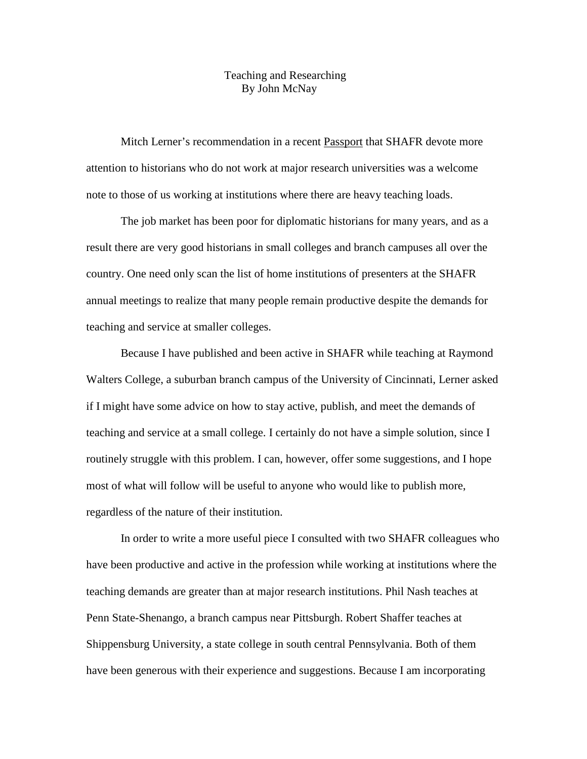# Teaching and Researching

By John McNay

Mitch Lerner's recommendation in a recent Passport that SHAFR devote more attention to historians who do not work at major research universities was a welcome note to those of us working at institutions where there are heavy teaching loads.

The job market has been poor for diplomatic historians for many years, and as a result there are very good historians in small colleges and branch campuses all over the country. One need only scan the list of home institutions of presenters at the SHAFR annual meetings to realize that many people remain productive despite the demands for teaching and service at smaller colleges.

Because I have published and been active in SHAFR while teaching at Raymond Walters College, a suburban branch campus of the University of Cincinnati, Lerner asked if I might have some advice on how to stay active, publish, and meet the demands of teaching and service at a small college. I certainly do not have a simple solution, since I routinely struggle with this problem. I can, however, offer some suggestions, and I hope most of what will follow will be useful to anyone who would like to publish more, regardless of the nature of their institution.

In order to write a more useful piece I consulted with two SHAFR colleagues who have been productive and active in the profession while working at institutions where the teaching demands are greater than at major research institutions. Phil Nash teaches at Penn State-Shenango, a branch campus near Pittsburgh. Robert Shaffer teaches at Shippensburg University, a state college in south central Pennsylvania. Both of them have been generous with their experience and suggestions. Because I am incorporating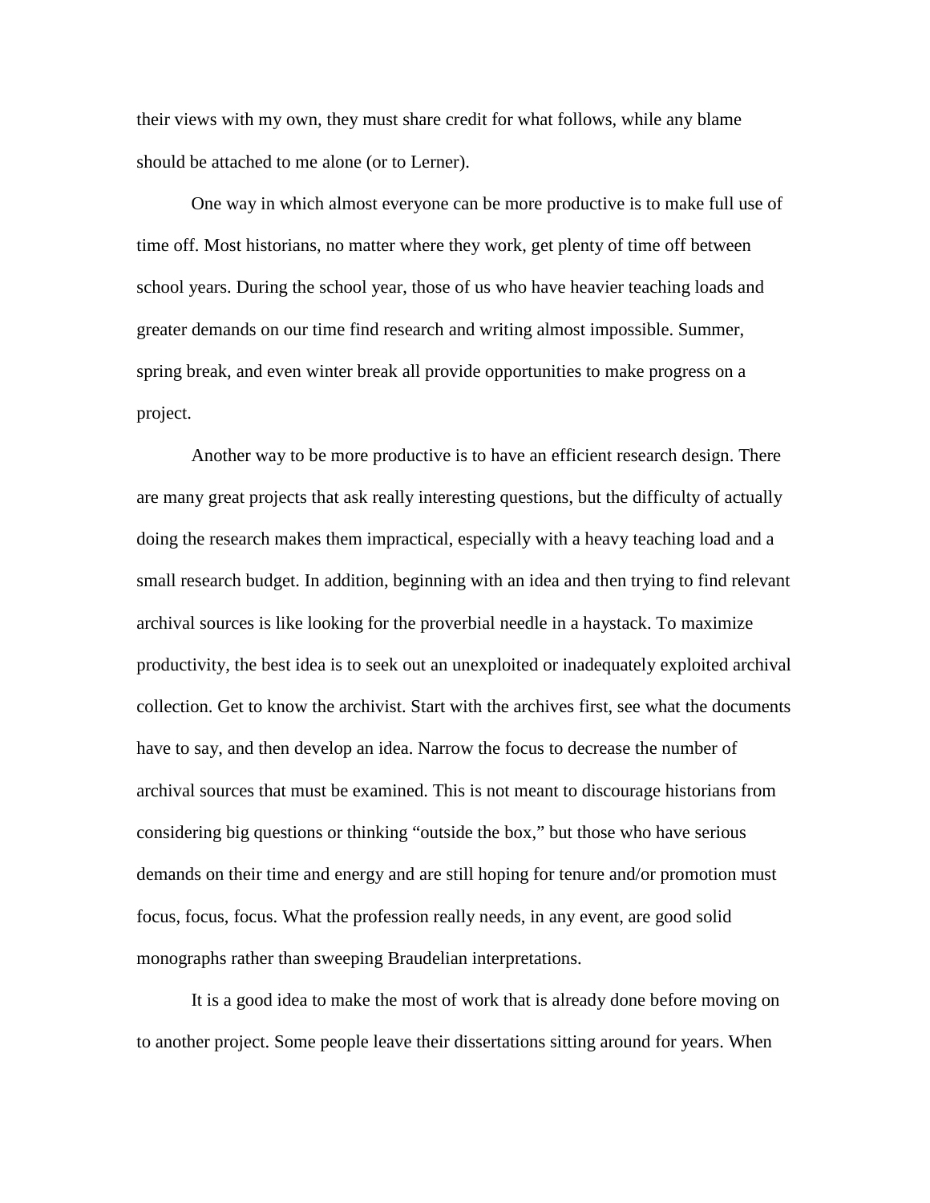their views with my own, they must share credit for what follows, while any blame should be attached to me alone (or to Lerner).

One way in which almost everyone can be more productive is to make full use of time off. Most historians, no matter where they work, get plenty of time off between school years. During the school year, those of us who have heavier teaching loads and greater demands on our time find research and writing almost impossible. Summer, spring break, and even winter break all provide opportunities to make progress on a project.

Another way to be more productive is to have an efficient research design. There are many great projects that ask really interesting questions, but the difficulty of actually doing the research makes them impractical, especially with a heavy teaching load and a small research budget. In addition, beginning with an idea and then trying to find relevant archival sources is like looking for the proverbial needle in a haystack. To maximize productivity, the best idea is to seek out an unexploited or inadequately exploited archival collection. Get to know the archivist. Start with the archives first, see what the documents have to say, and then develop an idea. Narrow the focus to decrease the number of archival sources that must be examined. This is not meant to discourage historians from considering big questions or thinking "outside the box," but those who have serious demands on their time and energy and are still hoping for tenure and/or promotion must focus, focus, focus. What the profession really needs, in any event, are good solid monographs rather than sweeping Braudelian interpretations.

It is a good idea to make the most of work that is already done before moving on to another project. Some people leave their dissertations sitting around for years. When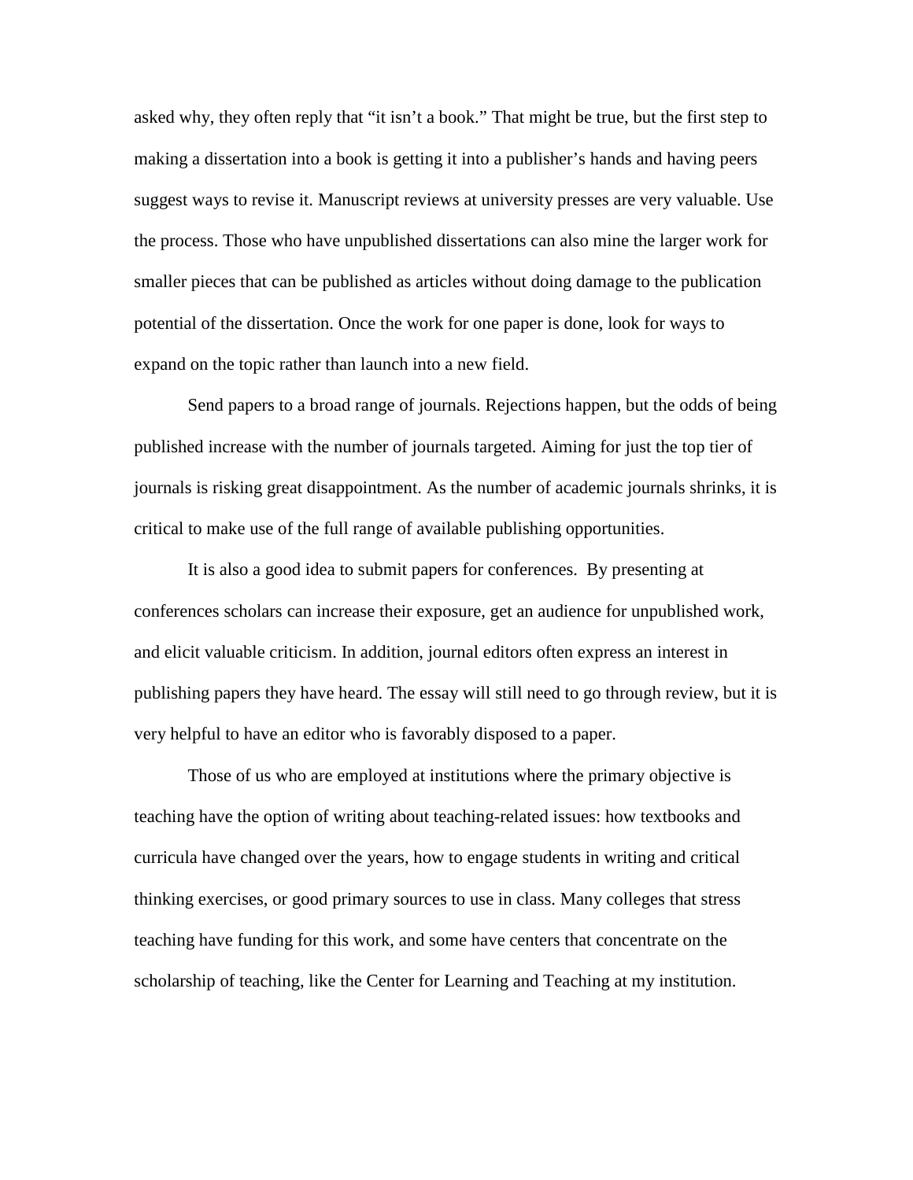asked why, they often reply that "it isn't a book." That might be true, but the first step to making a dissertation into a book is getting it into a publisher's hands and having peers suggest ways to revise it. Manuscript reviews at university presses are very valuable. Use the process. Those who have unpublished dissertations can also mine the larger work for smaller pieces that can be published as articles without doing damage to the publication potential of the dissertation. Once the work for one paper is done, look for ways to expand on the topic rather than launch into a new field.

Send papers to a broad range of journals. Rejections happen, but the odds of being published increase with the number of journals targeted. Aiming for just the top tier of journals is risking great disappointment. As the number of academic journals shrinks, it is critical to make use of the full range of available publishing opportunities.

It is also a good idea to submit papers for conferences. By presenting at conferences scholars can increase their exposure, get an audience for unpublished work, and elicit valuable criticism. In addition, journal editors often express an interest in publishing papers they have heard. The essay will still need to go through review, but it is very helpful to have an editor who is favorably disposed to a paper.

Those of us who are employed at institutions where the primary objective is teaching have the option of writing about teaching-related issues: how textbooks and curricula have changed over the years, how to engage students in writing and critical thinking exercises, or good primary sources to use in class. Many colleges that stress teaching have funding for this work, and some have centers that concentrate on the scholarship of teaching, like the Center for Learning and Teaching at my institution.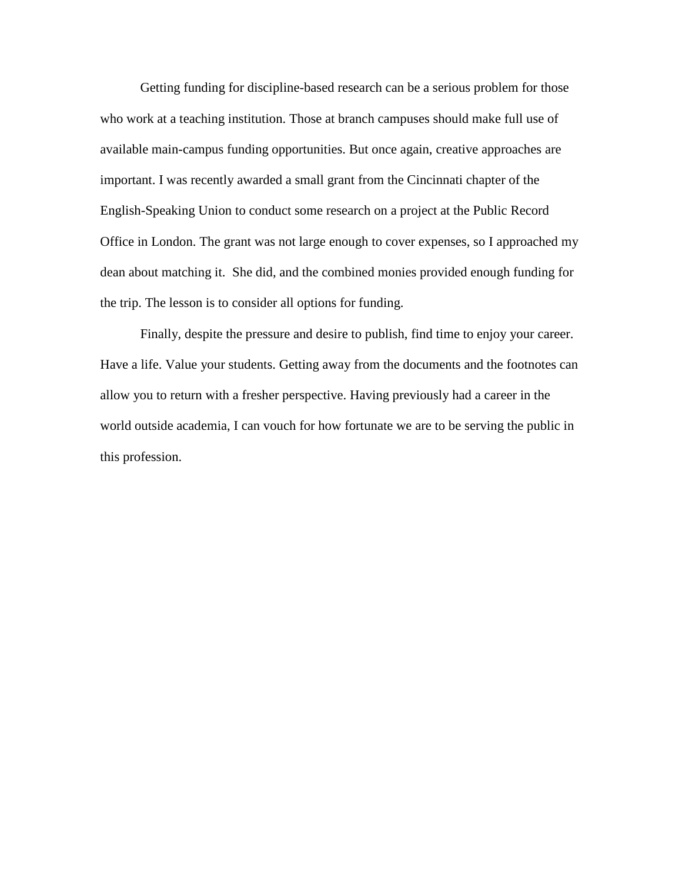Getting funding for discipline-based research can be a serious problem for those who work at a teaching institution. Those at branch campuses should make full use of available main-campus funding opportunities. But once again, creative approaches are important. I was recently awarded a small grant from the Cincinnati chapter of the English-Speaking Union to conduct some research on a project at the Public Record Office in London. The grant was not large enough to cover expenses, so I approached my dean about matching it. She did, and the combined monies provided enough funding for the trip. The lesson is to consider all options for funding.

Finally, despite the pressure and desire to publish, find time to enjoy your career. Have a life. Value your students. Getting away from the documents and the footnotes can allow you to return with a fresher perspective. Having previously had a career in the world outside academia, I can vouch for how fortunate we are to be serving the public in this profession.